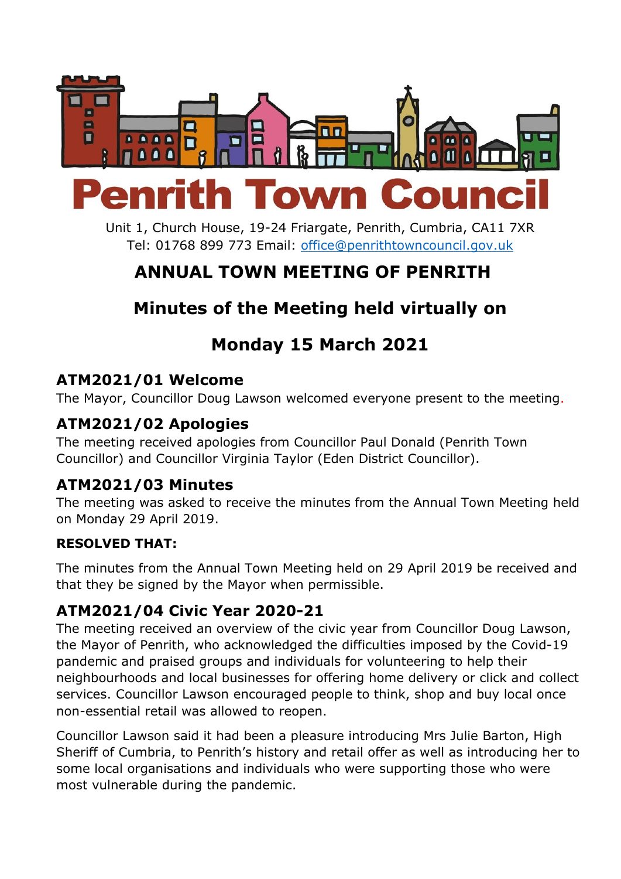# Penrith Town Council

Unit 1, Church House, 19-24 Friargate, Penrith, Cumbria, CA11 7XR
Tel: 01768 899 773 Email: office@penrithtowncouncil.gov.uk

## ANNUAL TOWN MEETING OF PENRITH

## Minutes of the Meeting held virtually on

## Monday 15 March 2021

### ATM2021/01 Welcome

The Mayor, Councillor Doug Lawson welcomed everyone present to the meeting.

### ATM2021/02 Apologies

The meeting received apologies from Councillor Paul Donald (Penrith Town Councillor) and Councillor Virginia Taylor (Eden District Councillor).

### ATM2021/03 Minutes

The meeting was asked to receive the minutes from the Annual Town Meeting held on Monday 29 April 2019.

**RESOLVED THAT:**

The minutes from the Annual Town Meeting held on 29 April 2019 be received and that they be signed by the Mayor when permissible.

### ATM2021/04 Civic Year 2020-21

The meeting received an overview of the civic year from Councillor Doug Lawson, the Mayor of Penrith, who acknowledged the difficulties imposed by the Covid-19 pandemic and praised groups and individuals for volunteering to help their neighbourhoods and local businesses for offering home delivery or click and collect services. Councillor Lawson encouraged people to think, shop and buy local once non-essential retail was allowed to reopen.

Councillor Lawson said it had been a pleasure introducing Mrs Julie Barton, High Sheriff of Cumbria, to Penrith's history and retail offer as well as introducing her to some local organisations and individuals who were supporting those who were most vulnerable during the pandemic.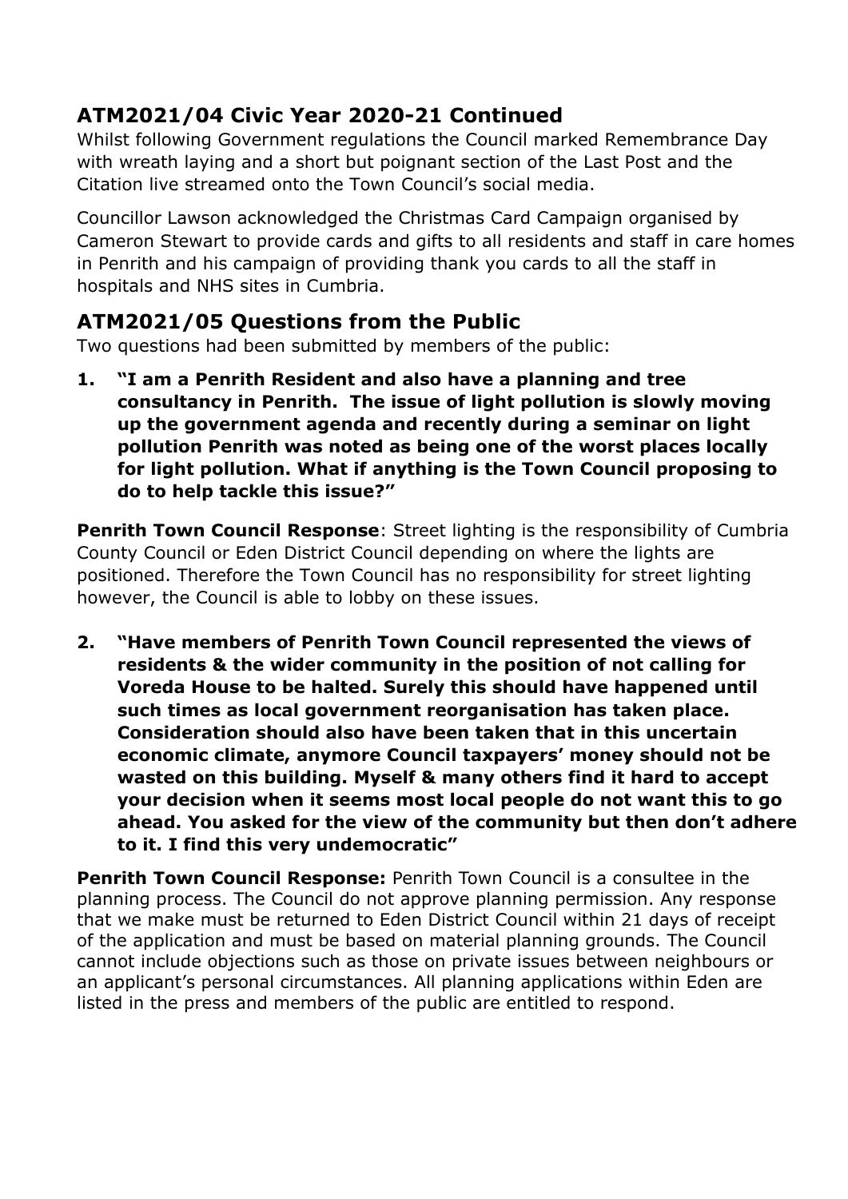## ATM2021/04 Civic Year 2020-21 Continued

Whilst following Government regulations the Council marked Remembrance Day with wreath laying and a short but poignant section of the Last Post and the Citation live streamed onto the Town Council's social media.

Councillor Lawson acknowledged the Christmas Card Campaign organised by Cameron Stewart to provide cards and gifts to all residents and staff in care homes in Penrith and his campaign of providing thank you cards to all the staff in hospitals and NHS sites in Cumbria.

## ATM2021/05 Questions from the Public

Two questions had been submitted by members of the public:

1. **"I am a Penrith Resident and also have a planning and tree consultancy in Penrith. The issue of light pollution is slowly moving up the government agenda and recently during a seminar on light pollution Penrith was noted as being one of the worst places locally for light pollution. What if anything is the Town Council proposing to do to help tackle this issue?"**

**Penrith Town Council Response**: Street lighting is the responsibility of Cumbria County Council or Eden District Council depending on where the lights are positioned. Therefore the Town Council has no responsibility for street lighting however, the Council is able to lobby on these issues.

2. **"Have members of Penrith Town Council represented the views of residents & the wider community in the position of not calling for Voreda House to be halted. Surely this should have happened until such times as local government reorganisation has taken place. Consideration should also have been taken that in this uncertain economic climate, anymore Council taxpayers' money should not be wasted on this building. Myself & many others find it hard to accept your decision when it seems most local people do not want this to go ahead. You asked for the view of the community but then don't adhere to it. I find this very undemocratic"**

**Penrith Town Council Response:** Penrith Town Council is a consultee in the planning process. The Council do not approve planning permission. Any response that we make must be returned to Eden District Council within 21 days of receipt of the application and must be based on material planning grounds. The Council cannot include objections such as those on private issues between neighbours or an applicant's personal circumstances. All planning applications within Eden are listed in the press and members of the public are entitled to respond.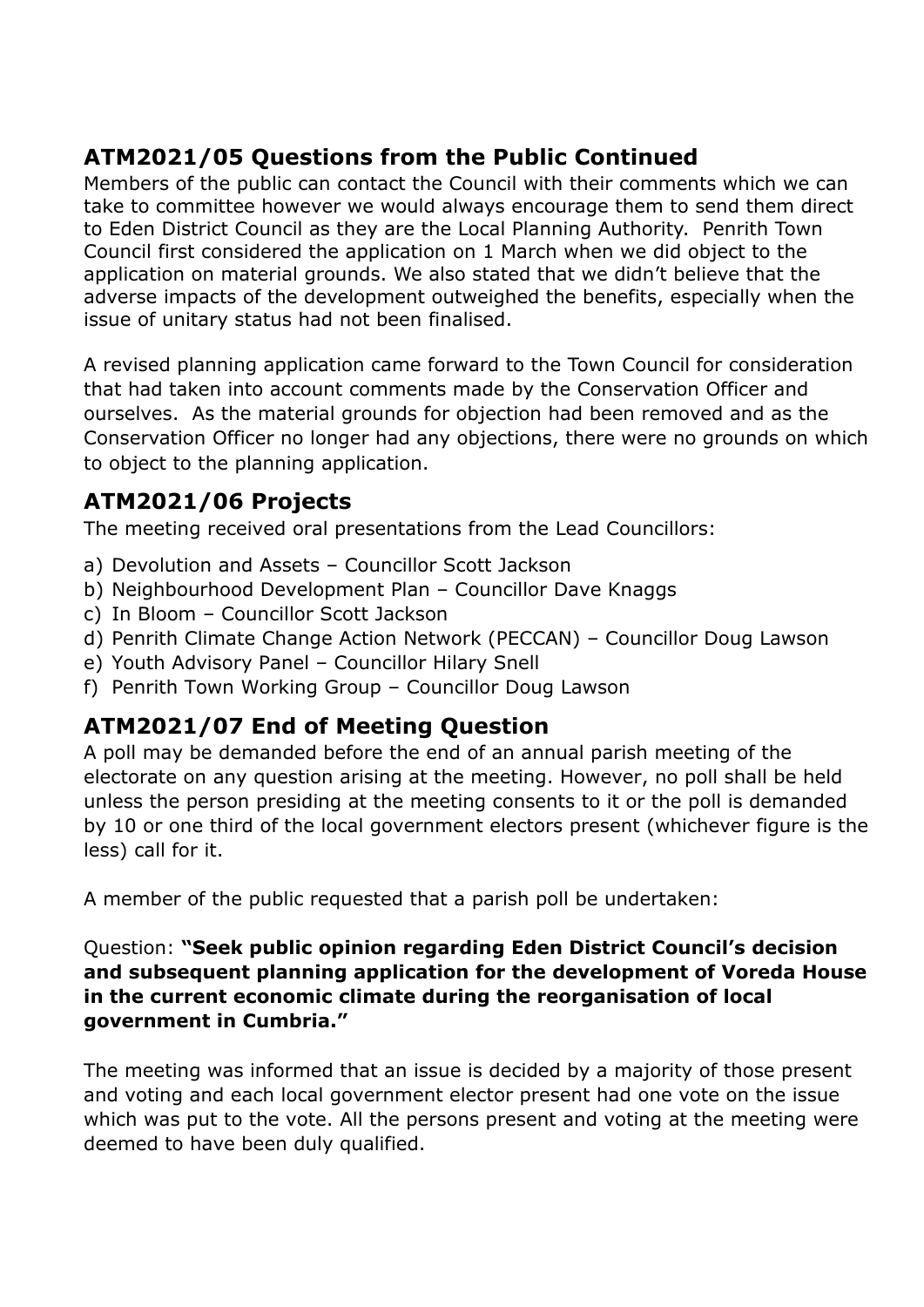## ATM2021/05 Questions from the Public Continued

Members of the public can contact the Council with their comments which we can take to committee however we would always encourage them to send them direct to Eden District Council as they are the Local Planning Authority. Penrith Town Council first considered the application on 1 March when we did object to the application on material grounds. We also stated that we didn't believe that the adverse impacts of the development outweighed the benefits, especially when the issue of unitary status had not been finalised.

A revised planning application came forward to the Town Council for consideration that had taken into account comments made by the Conservation Officer and ourselves. As the material grounds for objection had been removed and as the Conservation Officer no longer had any objections, there were no grounds on which to object to the planning application.

## ATM2021/06 Projects

The meeting received oral presentations from the Lead Councillors:

a) Devolution and Assets – Councillor Scott Jackson
b) Neighbourhood Development Plan – Councillor Dave Knaggs
c) In Bloom – Councillor Scott Jackson
d) Penrith Climate Change Action Network (PECCAN) – Councillor Doug Lawson
e) Youth Advisory Panel – Councillor Hilary Snell
f) Penrith Town Working Group – Councillor Doug Lawson

## ATM2021/07 End of Meeting Question

A poll may be demanded before the end of an annual parish meeting of the electorate on any question arising at the meeting. However, no poll shall be held unless the person presiding at the meeting consents to it or the poll is demanded by 10 or one third of the local government electors present (whichever figure is the less) call for it.

A member of the public requested that a parish poll be undertaken:

Question: **"Seek public opinion regarding Eden District Council's decision and subsequent planning application for the development of Voreda House in the current economic climate during the reorganisation of local government in Cumbria."**

The meeting was informed that an issue is decided by a majority of those present and voting and each local government elector present had one vote on the issue which was put to the vote. All the persons present and voting at the meeting were deemed to have been duly qualified.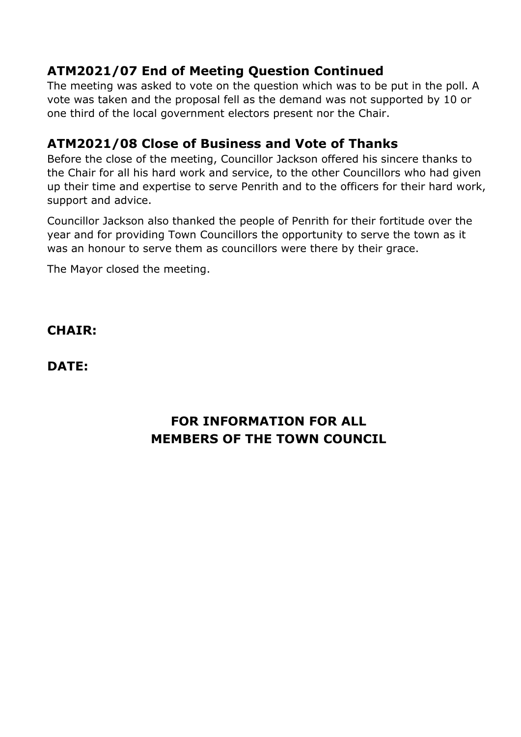## ATM2021/07 End of Meeting Question Continued

The meeting was asked to vote on the question which was to be put in the poll. A vote was taken and the proposal fell as the demand was not supported by 10 or one third of the local government electors present nor the Chair.

## ATM2021/08 Close of Business and Vote of Thanks

Before the close of the meeting, Councillor Jackson offered his sincere thanks to the Chair for all his hard work and service, to the other Councillors who had given up their time and expertise to serve Penrith and to the officers for their hard work, support and advice.

Councillor Jackson also thanked the people of Penrith for their fortitude over the year and for providing Town Councillors the opportunity to serve the town as it was an honour to serve them as councillors were there by their grace.

The Mayor closed the meeting.

**CHAIR:**

**DATE:**

**FOR INFORMATION FOR ALL MEMBERS OF THE TOWN COUNCIL**